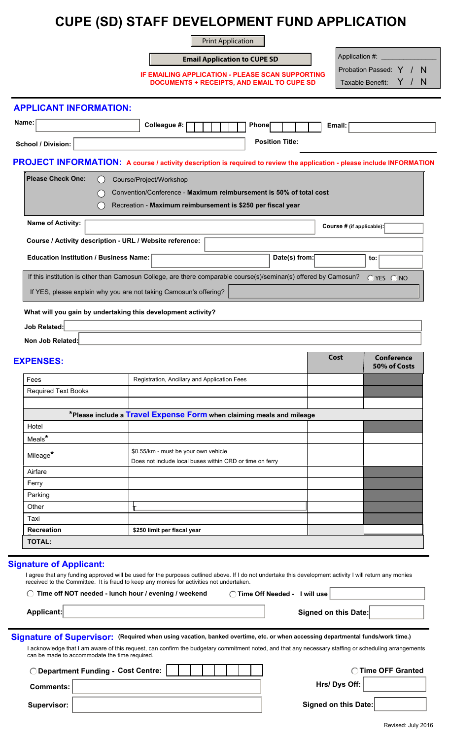# CUPE (SD) STAFF DEVELOPMENT FUND APPLICATION

Print Application

Email Application to CUPE SD

**IF EMAILING APPLICATION - PLEASE SCAN SUPPORTING DOCUMENTS + RECEIPTS, AND EMAIL TO CUPE SD**

Application #: _______________

Probation Passed: Y / N

Taxable Benefit: Y / N

## APPLICANT INFORMATION:

**Name:** ______ **Colleague #:** ______ **Phone** ______ **Email:** ______

**School / Division:** ______ **Position Title:** ______

## PROJECT INFORMATION: A course / activity description is required to review the application - please include INFORMATION

**Please Check One:**

- ◯ Course/Project/Workshop
- ◯ Convention/Conference - **Maximum reimbursement is 50% of total cost**
- ◯ Recreation - **Maximum reimbursement is $250 per fiscal year**

**Name of Activity:** ______ **Course # (if applicable):** ______

**Course / Activity description - URL / Website reference:** ______

**Education Institution / Business Name:** ______ **Date(s) from:** ______ **to:** ______

If this institution is other than Camosun College, are there comparable course(s)/seminar(s) offered by Camosun? ◯ YES ◯ NO

If YES, please explain why you are not taking Camosun's offering? ______

**What will you gain by undertaking this development activity?**

**Job Related:** ______

**Non Job Related:** ______

## EXPENSES:

| | | Cost | Conference 50% of Costs |
|---|---|---|---|
| Fees | Registration, Ancillary and Application Fees | | |
| Required Text Books | | | |
| | | | |
| *Please include a Travel Expense Form when claiming meals and mileage | | | |
| Hotel | | | |
| Meals* | | | |
| Mileage* | $0.55/km - must be your own vehicle<br>Does not include local buses within CRD or time on ferry | | |
| Airfare | | | |
| Ferry | | | |
| Parking | | | |
| Other | | | |
| Taxi | | | |
| **Recreation** | **$250 limit per fiscal year** | | |
| **TOTAL:** | | | |

## Signature of Applicant:

I agree that any funding approved will be used for the purposes outlined above. If I do not undertake this development activity I will return any monies received to the Committee. It is fraud to keep any monies for activities not undertaken.

◯ **Time off NOT needed - lunch hour / evening / weekend** ◯ **Time Off Needed - I will use** ______

**Applicant:** ______ **Signed on this Date:** ______

## Signature of Supervisor: (Required when using vacation, banked overtime, etc. or when accessing departmental funds/work time.)

I acknowledge that I am aware of this request, can confirm the budgetary commitment noted, and that any necessary staffing or scheduling arrangements can be made to accommodate the time required.

◯ **Department Funding - Cost Centre:** ______ ◯ **Time OFF Granted**

**Comments:** ______ **Hrs/ Dys Off:** ______

**Supervisor:** ______ **Signed on this Date:** ______

Revised: July 2016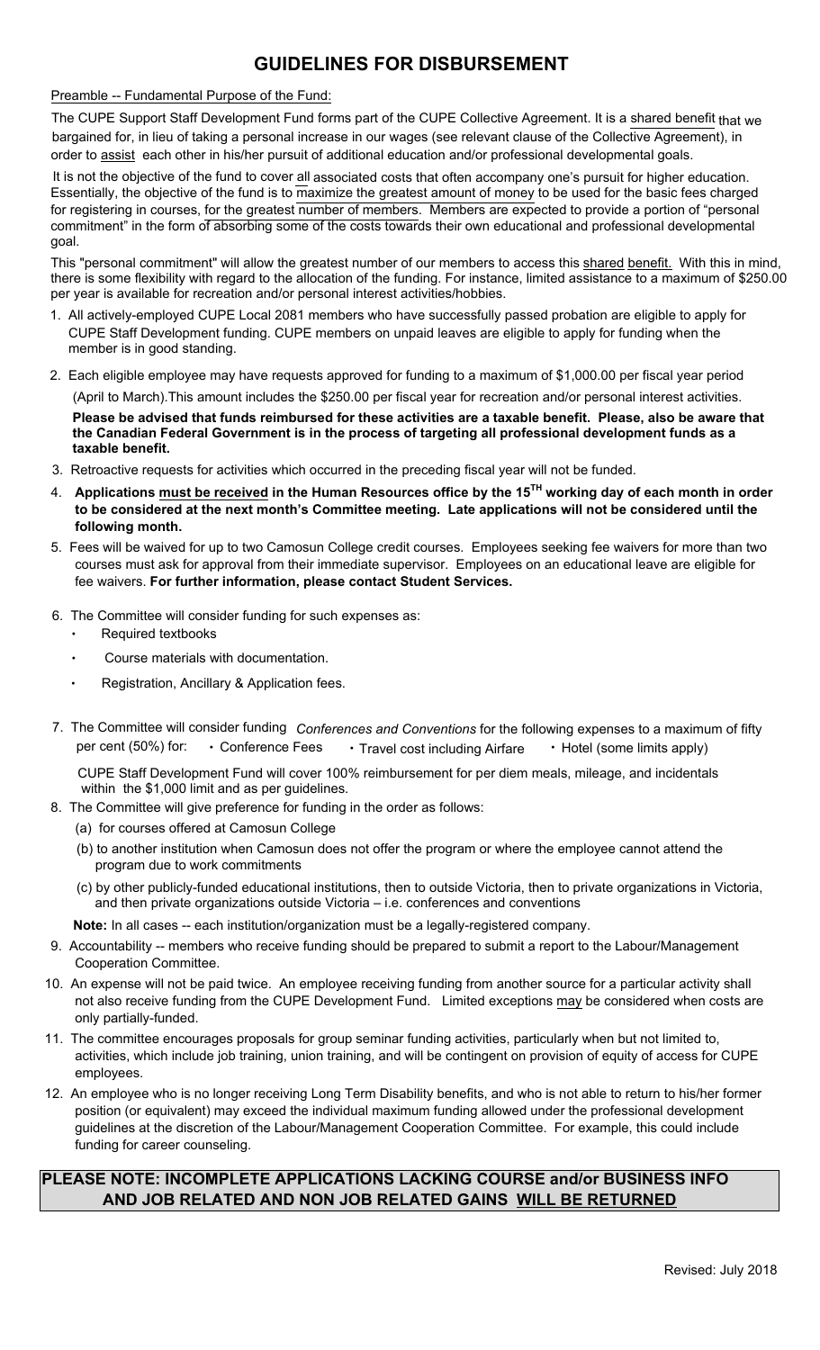# GUIDELINES FOR DISBURSEMENT

Preamble -- Fundamental Purpose of the Fund:

The CUPE Support Staff Development Fund forms part of the CUPE Collective Agreement. It is a shared benefit that we bargained for, in lieu of taking a personal increase in our wages (see relevant clause of the Collective Agreement), in order to assist each other in his/her pursuit of additional education and/or professional developmental goals.

It is not the objective of the fund to cover all associated costs that often accompany one's pursuit for higher education. Essentially, the objective of the fund is to maximize the greatest amount of money to be used for the basic fees charged for registering in courses, for the greatest number of members. Members are expected to provide a portion of "personal commitment" in the form of absorbing some of the costs towards their own educational and professional developmental goal.

This "personal commitment" will allow the greatest number of our members to access this shared benefit. With this in mind, there is some flexibility with regard to the allocation of the funding. For instance, limited assistance to a maximum of $250.00 per year is available for recreation and/or personal interest activities/hobbies.

1. All actively-employed CUPE Local 2081 members who have successfully passed probation are eligible to apply for CUPE Staff Development funding. CUPE members on unpaid leaves are eligible to apply for funding when the member is in good standing.
2. Each eligible employee may have requests approved for funding to a maximum of $1,000.00 per fiscal year period (April to March).This amount includes the $250.00 per fiscal year for recreation and/or personal interest activities. **Please be advised that funds reimbursed for these activities are a taxable benefit. Please, also be aware that the Canadian Federal Government is in the process of targeting all professional development funds as a taxable benefit.**
3. Retroactive requests for activities which occurred in the preceding fiscal year will not be funded.
4. **Applications must be received in the Human Resources office by the 15TH working day of each month in order to be considered at the next month's Committee meeting. Late applications will not be considered until the following month.**
5. Fees will be waived for up to two Camosun College credit courses. Employees seeking fee waivers for more than two courses must ask for approval from their immediate supervisor. Employees on an educational leave are eligible for fee waivers. **For further information, please contact Student Services.**
6. The Committee will consider funding for such expenses as:
   - Required textbooks
   - Course materials with documentation.
   - Registration, Ancillary & Application fees.
7. The Committee will consider funding *Conferences and Conventions* for the following expenses to a maximum of fifty per cent (50%) for: • Conference Fees • Travel cost including Airfare • Hotel (some limits apply)

   CUPE Staff Development Fund will cover 100% reimbursement for per diem meals, mileage, and incidentals within the $1,000 limit and as per guidelines.
8. The Committee will give preference for funding in the order as follows:
   (a) for courses offered at Camosun College
   (b) to another institution when Camosun does not offer the program or where the employee cannot attend the program due to work commitments
   (c) by other publicly-funded educational institutions, then to outside Victoria, then to private organizations in Victoria, and then private organizations outside Victoria – i.e. conferences and conventions

   **Note:** In all cases -- each institution/organization must be a legally-registered company.
9. Accountability -- members who receive funding should be prepared to submit a report to the Labour/Management Cooperation Committee.
10. An expense will not be paid twice. An employee receiving funding from another source for a particular activity shall not also receive funding from the CUPE Development Fund. Limited exceptions may be considered when costs are only partially-funded.
11. The committee encourages proposals for group seminar funding activities, particularly when but not limited to, activities, which include job training, union training, and will be contingent on provision of equity of access for CUPE employees.
12. An employee who is no longer receiving Long Term Disability benefits, and who is not able to return to his/her former position (or equivalent) may exceed the individual maximum funding allowed under the professional development guidelines at the discretion of the Labour/Management Cooperation Committee. For example, this could include funding for career counseling.

**PLEASE NOTE: INCOMPLETE APPLICATIONS LACKING COURSE and/or BUSINESS INFO AND JOB RELATED AND NON JOB RELATED GAINS WILL BE RETURNED**

Revised: July 2018